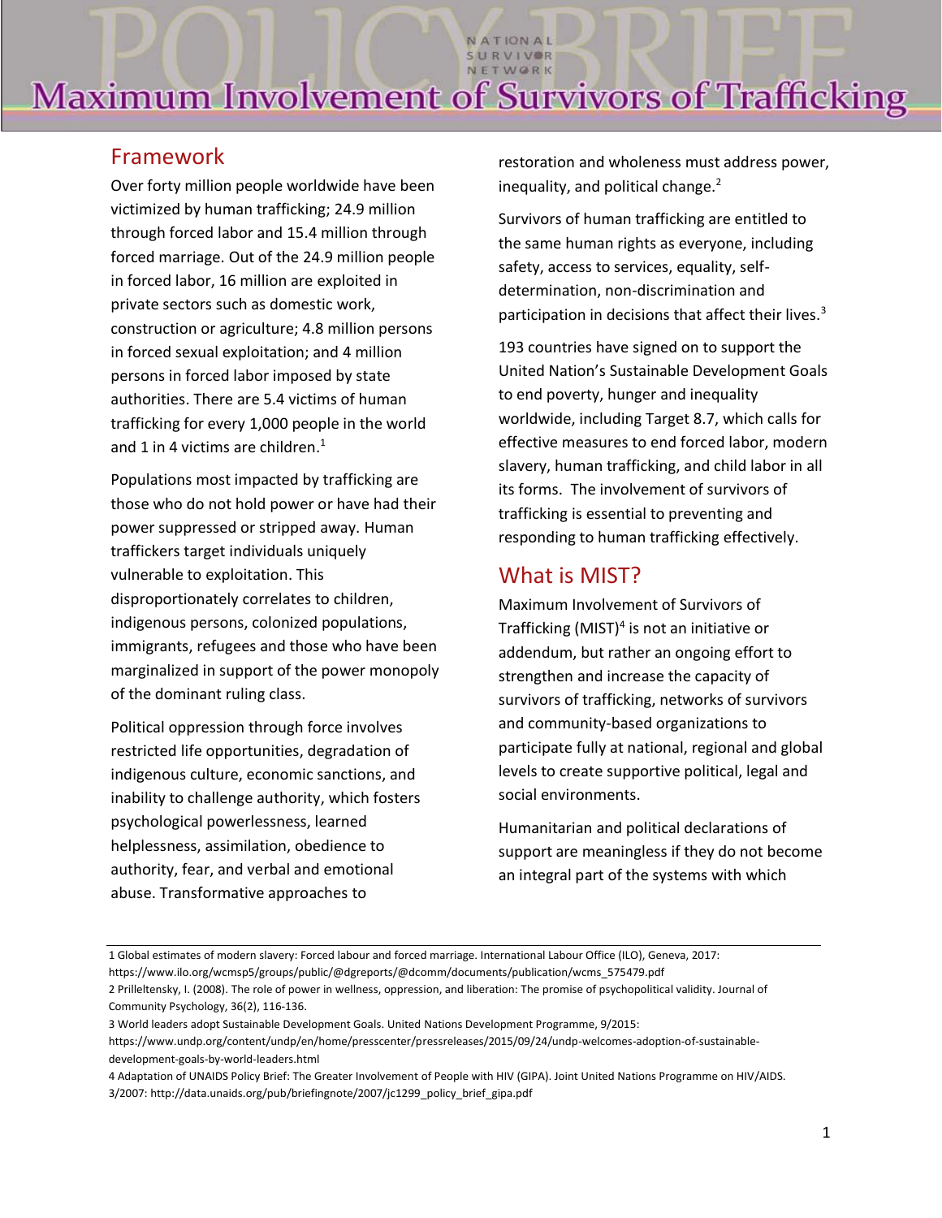# Maximum Involvement of Survivors of Trafficking

NATIONAL SURVIVOR NETWORK

## Framework

Over forty million people worldwide have been victimized by human trafficking; 24.9 million through forced labor and 15.4 million through forced marriage. Out of the 24.9 million people in forced labor, 16 million are exploited in private sectors such as domestic work, construction or agriculture; 4.8 million persons in forced sexual exploitation; and 4 million persons in forced labor imposed by state authorities. There are 5.4 victims of human trafficking for every 1,000 people in the world and 1 in 4 victims are children.[1]

Populations most impacted by trafficking are those who do not hold power or have had their power suppressed or stripped away. Human traffickers target individuals uniquely vulnerable to exploitation. This disproportionately correlates to children, indigenous persons, colonized populations, immigrants, refugees and those who have been marginalized in support of the power monopoly of the dominant ruling class.

Political oppression through force involves restricted life opportunities, degradation of indigenous culture, economic sanctions, and inability to challenge authority, which fosters psychological powerlessness, learned helplessness, assimilation, obedience to authority, fear, and verbal and emotional abuse. Transformative approaches to restoration and wholeness must address power, inequality, and political change.[2]

Survivors of human trafficking are entitled to the same human rights as everyone, including safety, access to services, equality, self-determination, non-discrimination and participation in decisions that affect their lives.[3]

193 countries have signed on to support the United Nation's Sustainable Development Goals to end poverty, hunger and inequality worldwide, including Target 8.7, which calls for effective measures to end forced labor, modern slavery, human trafficking, and child labor in all its forms. The involvement of survivors of trafficking is essential to preventing and responding to human trafficking effectively.

## What is MIST?

Maximum Involvement of Survivors of Trafficking (MIST)[4] is not an initiative or addendum, but rather an ongoing effort to strengthen and increase the capacity of survivors of trafficking, networks of survivors and community-based organizations to participate fully at national, regional and global levels to create supportive political, legal and social environments.

Humanitarian and political declarations of support are meaningless if they do not become an integral part of the systems with which

---

1 Global estimates of modern slavery: Forced labour and forced marriage. International Labour Office (ILO), Geneva, 2017: https://www.ilo.org/wcmsp5/groups/public/@dgreports/@dcomm/documents/publication/wcms_575479.pdf

2 Prilleltensky, I. (2008). The role of power in wellness, oppression, and liberation: The promise of psychopolitical validity. Journal of Community Psychology, 36(2), 116-136.

3 World leaders adopt Sustainable Development Goals. United Nations Development Programme, 9/2015: https://www.undp.org/content/undp/en/home/presscenter/pressreleases/2015/09/24/undp-welcomes-adoption-of-sustainable-development-goals-by-world-leaders.html

4 Adaptation of UNAIDS Policy Brief: The Greater Involvement of People with HIV (GIPA). Joint United Nations Programme on HIV/AIDS. 3/2007: http://data.unaids.org/pub/briefingnote/2007/jc1299_policy_brief_gipa.pdf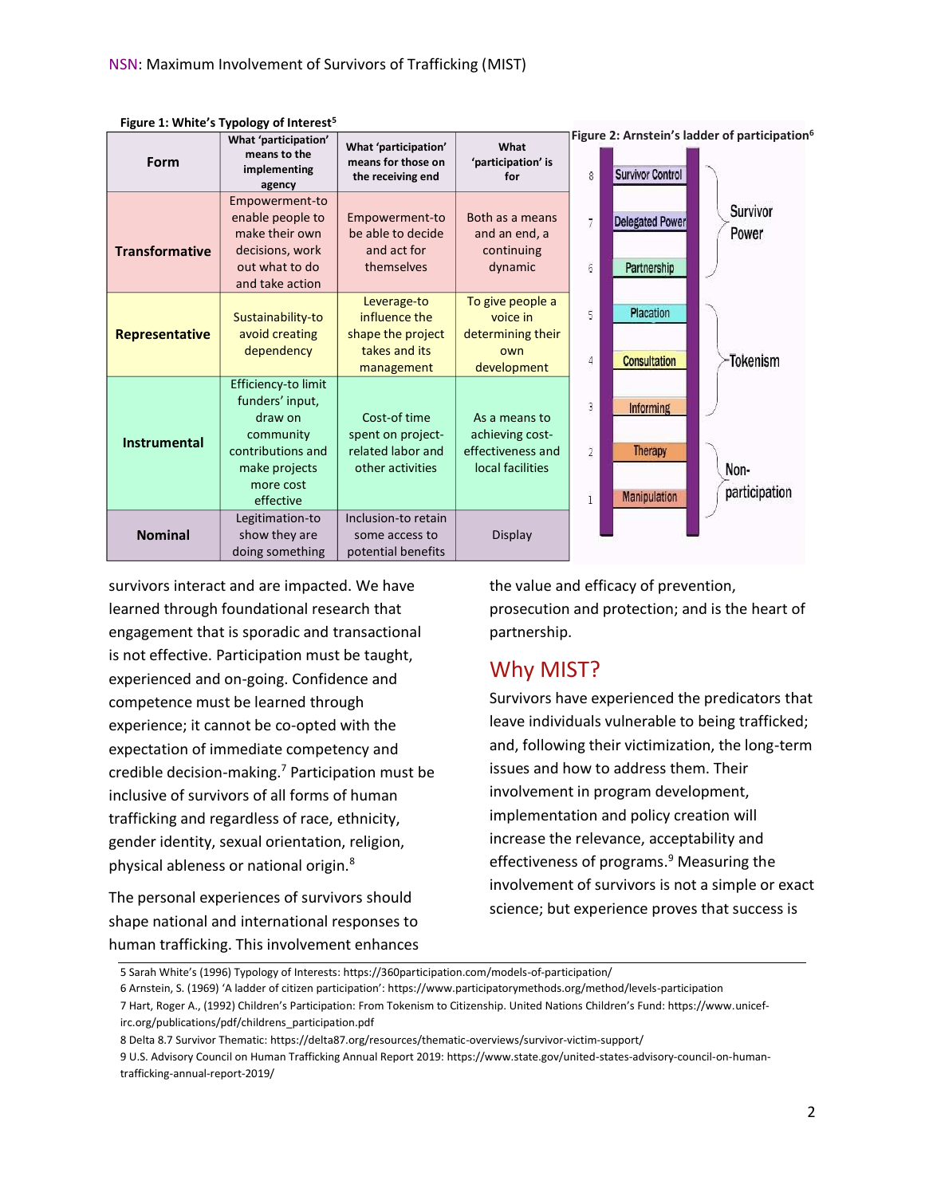**Figure 1: White's Typology of Interest**[5]

| Form | What 'participation' means to the implementing agency | What 'participation' means for those on the receiving end | What 'participation' is for |
|---|---|---|---|
| **Transformative** | Empowerment-to enable people to make their own decisions, work out what to do and take action | Empowerment-to be able to decide and act for themselves | Both as a means and an end, a continuing dynamic |
| **Representative** | Sustainability-to avoid creating dependency | Leverage-to influence the shape the project takes and its management | To give people a voice in determining their own development |
| **Instrumental** | Efficiency-to limit funders' input, draw on community contributions and make projects more cost effective | Cost-of time spent on project-related labor and other activities | As a means to achieving cost-effectiveness and local facilities |
| **Nominal** | Legitimation-to show they are doing something | Inclusion-to retain some access to potential benefits | Display |

**Figure 2: Arnstein's ladder of participation**[6]

| Rung | Level | Category |
|---|---|---|
| 8 | Survivor Control | Survivor Power |
| 7 | Delegated Power | Survivor Power |
| 6 | Partnership | Survivor Power |
| 5 | Placation | Tokenism |
| 4 | Consultation | Tokenism |
| 3 | Informing | Tokenism |
| 2 | Therapy | Non-participation |
| 1 | Manipulation | Non-participation |

survivors interact and are impacted. We have learned through foundational research that engagement that is sporadic and transactional is not effective. Participation must be taught, experienced and on-going. Confidence and competence must be learned through experience; it cannot be co-opted with the expectation of immediate competency and credible decision-making.[7] Participation must be inclusive of survivors of all forms of human trafficking and regardless of race, ethnicity, gender identity, sexual orientation, religion, physical ableness or national origin.[8]

The personal experiences of survivors should shape national and international responses to human trafficking. This involvement enhances the value and efficacy of prevention, prosecution and protection; and is the heart of partnership.

## Why MIST?

Survivors have experienced the predicators that leave individuals vulnerable to being trafficked; and, following their victimization, the long-term issues and how to address them. Their involvement in program development, implementation and policy creation will increase the relevance, acceptability and effectiveness of programs.[9] Measuring the involvement of survivors is not a simple or exact science; but experience proves that success is

---

5 Sarah White's (1996) Typology of Interests: https://360participation.com/models-of-participation/

6 Arnstein, S. (1969) 'A ladder of citizen participation': https://www.participatorymethods.org/method/levels-participation

7 Hart, Roger A., (1992) Children's Participation: From Tokenism to Citizenship. United Nations Children's Fund: https://www.unicef-irc.org/publications/pdf/childrens_participation.pdf

8 Delta 8.7 Survivor Thematic: https://delta87.org/resources/thematic-overviews/survivor-victim-support/

9 U.S. Advisory Council on Human Trafficking Annual Report 2019: https://www.state.gov/united-states-advisory-council-on-human-trafficking-annual-report-2019/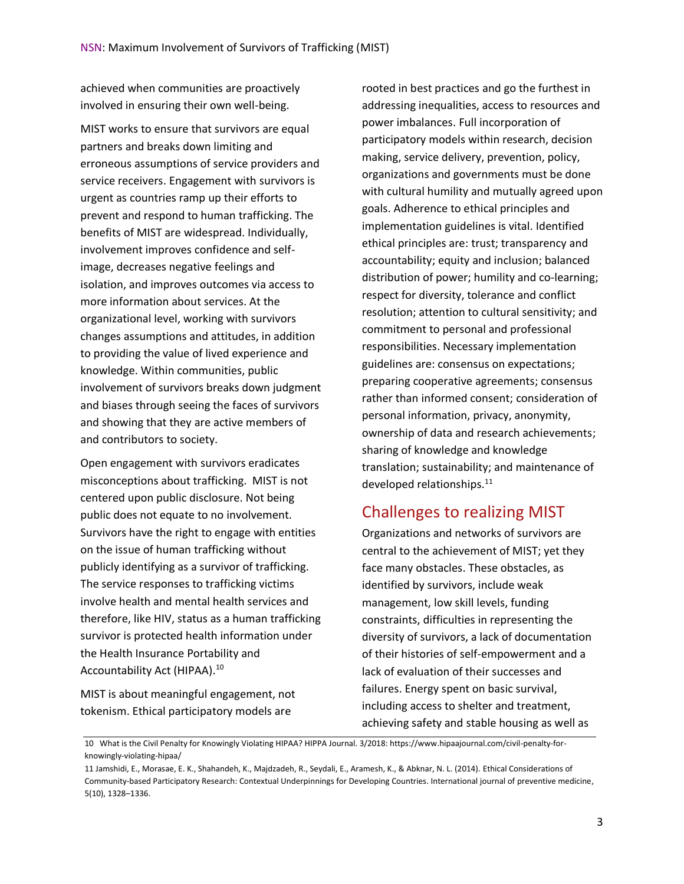achieved when communities are proactively involved in ensuring their own well-being.

MIST works to ensure that survivors are equal partners and breaks down limiting and erroneous assumptions of service providers and service receivers. Engagement with survivors is urgent as countries ramp up their efforts to prevent and respond to human trafficking. The benefits of MIST are widespread. Individually, involvement improves confidence and self-image, decreases negative feelings and isolation, and improves outcomes via access to more information about services. At the organizational level, working with survivors changes assumptions and attitudes, in addition to providing the value of lived experience and knowledge. Within communities, public involvement of survivors breaks down judgment and biases through seeing the faces of survivors and showing that they are active members of and contributors to society.

Open engagement with survivors eradicates misconceptions about trafficking. MIST is not centered upon public disclosure. Not being public does not equate to no involvement. Survivors have the right to engage with entities on the issue of human trafficking without publicly identifying as a survivor of trafficking. The service responses to trafficking victims involve health and mental health services and therefore, like HIV, status as a human trafficking survivor is protected health information under the Health Insurance Portability and Accountability Act (HIPAA).[10]

MIST is about meaningful engagement, not tokenism. Ethical participatory models are rooted in best practices and go the furthest in addressing inequalities, access to resources and power imbalances. Full incorporation of participatory models within research, decision making, service delivery, prevention, policy, organizations and governments must be done with cultural humility and mutually agreed upon goals. Adherence to ethical principles and implementation guidelines is vital. Identified ethical principles are: trust; transparency and accountability; equity and inclusion; balanced distribution of power; humility and co-learning; respect for diversity, tolerance and conflict resolution; attention to cultural sensitivity; and commitment to personal and professional responsibilities. Necessary implementation guidelines are: consensus on expectations; preparing cooperative agreements; consensus rather than informed consent; consideration of personal information, privacy, anonymity, ownership of data and research achievements; sharing of knowledge and knowledge translation; sustainability; and maintenance of developed relationships.[11]

## Challenges to realizing MIST

Organizations and networks of survivors are central to the achievement of MIST; yet they face many obstacles. These obstacles, as identified by survivors, include weak management, low skill levels, funding constraints, difficulties in representing the diversity of survivors, a lack of documentation of their histories of self-empowerment and a lack of evaluation of their successes and failures. Energy spent on basic survival, including access to shelter and treatment, achieving safety and stable housing as well as

---

10 What is the Civil Penalty for Knowingly Violating HIPAA? HIPPA Journal. 3/2018: https://www.hipaajournal.com/civil-penalty-for-knowingly-violating-hipaa/

11 Jamshidi, E., Morasae, E. K., Shahandeh, K., Majdzadeh, R., Seydali, E., Aramesh, K., & Abknar, N. L. (2014). Ethical Considerations of Community-based Participatory Research: Contextual Underpinnings for Developing Countries. International journal of preventive medicine, 5(10), 1328–1336.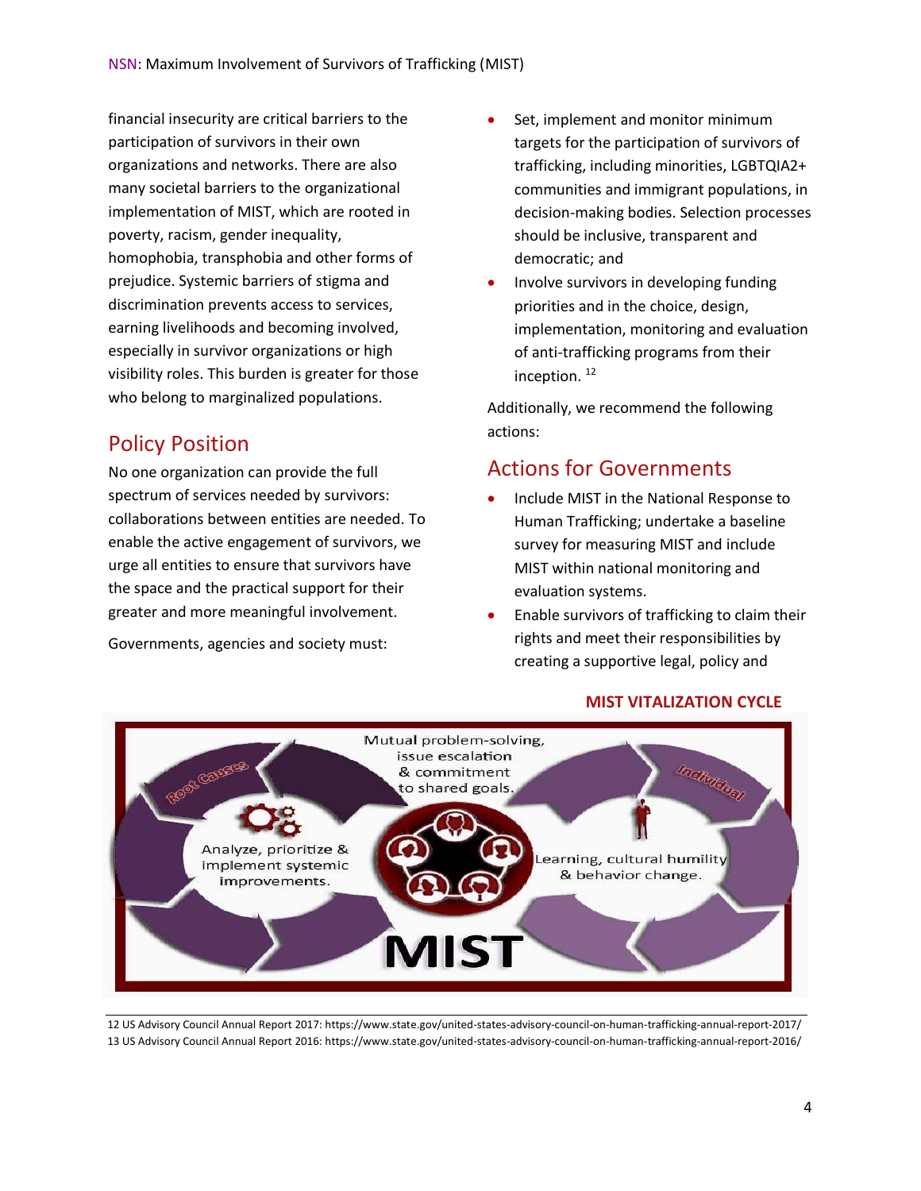financial insecurity are critical barriers to the participation of survivors in their own organizations and networks. There are also many societal barriers to the organizational implementation of MIST, which are rooted in poverty, racism, gender inequality, homophobia, transphobia and other forms of prejudice. Systemic barriers of stigma and discrimination prevents access to services, earning livelihoods and becoming involved, especially in survivor organizations or high visibility roles. This burden is greater for those who belong to marginalized populations.

## Policy Position

No one organization can provide the full spectrum of services needed by survivors: collaborations between entities are needed. To enable the active engagement of survivors, we urge all entities to ensure that survivors have the space and the practical support for their greater and more meaningful involvement.

Governments, agencies and society must:

- Set, implement and monitor minimum targets for the participation of survivors of trafficking, including minorities, LGBTQIA2+ communities and immigrant populations, in decision-making bodies. Selection processes should be inclusive, transparent and democratic; and
- Involve survivors in developing funding priorities and in the choice, design, implementation, monitoring and evaluation of anti-trafficking programs from their inception. [12]

Additionally, we recommend the following actions:

## Actions for Governments

- Include MIST in the National Response to Human Trafficking; undertake a baseline survey for measuring MIST and include MIST within national monitoring and evaluation systems.
- Enable survivors of trafficking to claim their rights and meet their responsibilities by creating a supportive legal, policy and

**MIST VITALIZATION CYCLE**

Root Causes — Analyze, prioritize & implement systemic improvements.

Mutual problem-solving, issue escalation & commitment to shared goals.

Individual — Learning, cultural humility & behavior change.

MIST

---

12 US Advisory Council Annual Report 2017: https://www.state.gov/united-states-advisory-council-on-human-trafficking-annual-report-2017/

13 US Advisory Council Annual Report 2016: https://www.state.gov/united-states-advisory-council-on-human-trafficking-annual-report-2016/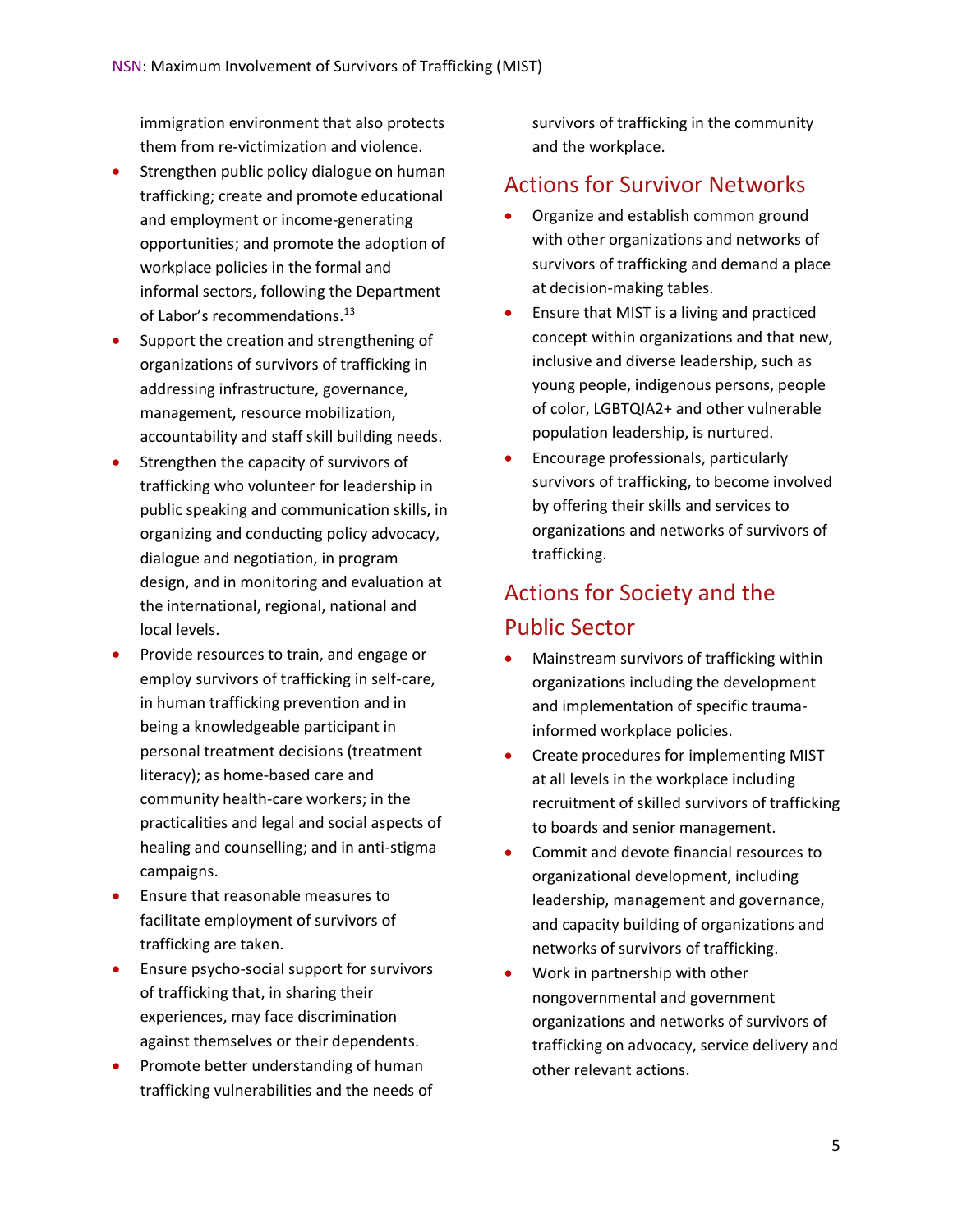immigration environment that also protects them from re-victimization and violence.

- Strengthen public policy dialogue on human trafficking; create and promote educational and employment or income-generating opportunities; and promote the adoption of workplace policies in the formal and informal sectors, following the Department of Labor's recommendations.[13]
- Support the creation and strengthening of organizations of survivors of trafficking in addressing infrastructure, governance, management, resource mobilization, accountability and staff skill building needs.
- Strengthen the capacity of survivors of trafficking who volunteer for leadership in public speaking and communication skills, in organizing and conducting policy advocacy, dialogue and negotiation, in program design, and in monitoring and evaluation at the international, regional, national and local levels.
- Provide resources to train, and engage or employ survivors of trafficking in self-care, in human trafficking prevention and in being a knowledgeable participant in personal treatment decisions (treatment literacy); as home-based care and community health-care workers; in the practicalities and legal and social aspects of healing and counselling; and in anti-stigma campaigns.
- Ensure that reasonable measures to facilitate employment of survivors of trafficking are taken.
- Ensure psycho-social support for survivors of trafficking that, in sharing their experiences, may face discrimination against themselves or their dependents.
- Promote better understanding of human trafficking vulnerabilities and the needs of survivors of trafficking in the community and the workplace.

## Actions for Survivor Networks

- Organize and establish common ground with other organizations and networks of survivors of trafficking and demand a place at decision-making tables.
- Ensure that MIST is a living and practiced concept within organizations and that new, inclusive and diverse leadership, such as young people, indigenous persons, people of color, LGBTQIA2+ and other vulnerable population leadership, is nurtured.
- Encourage professionals, particularly survivors of trafficking, to become involved by offering their skills and services to organizations and networks of survivors of trafficking.

## Actions for Society and the Public Sector

- Mainstream survivors of trafficking within organizations including the development and implementation of specific trauma-informed workplace policies.
- Create procedures for implementing MIST at all levels in the workplace including recruitment of skilled survivors of trafficking to boards and senior management.
- Commit and devote financial resources to organizational development, including leadership, management and governance, and capacity building of organizations and networks of survivors of trafficking.
- Work in partnership with other nongovernmental and government organizations and networks of survivors of trafficking on advocacy, service delivery and other relevant actions.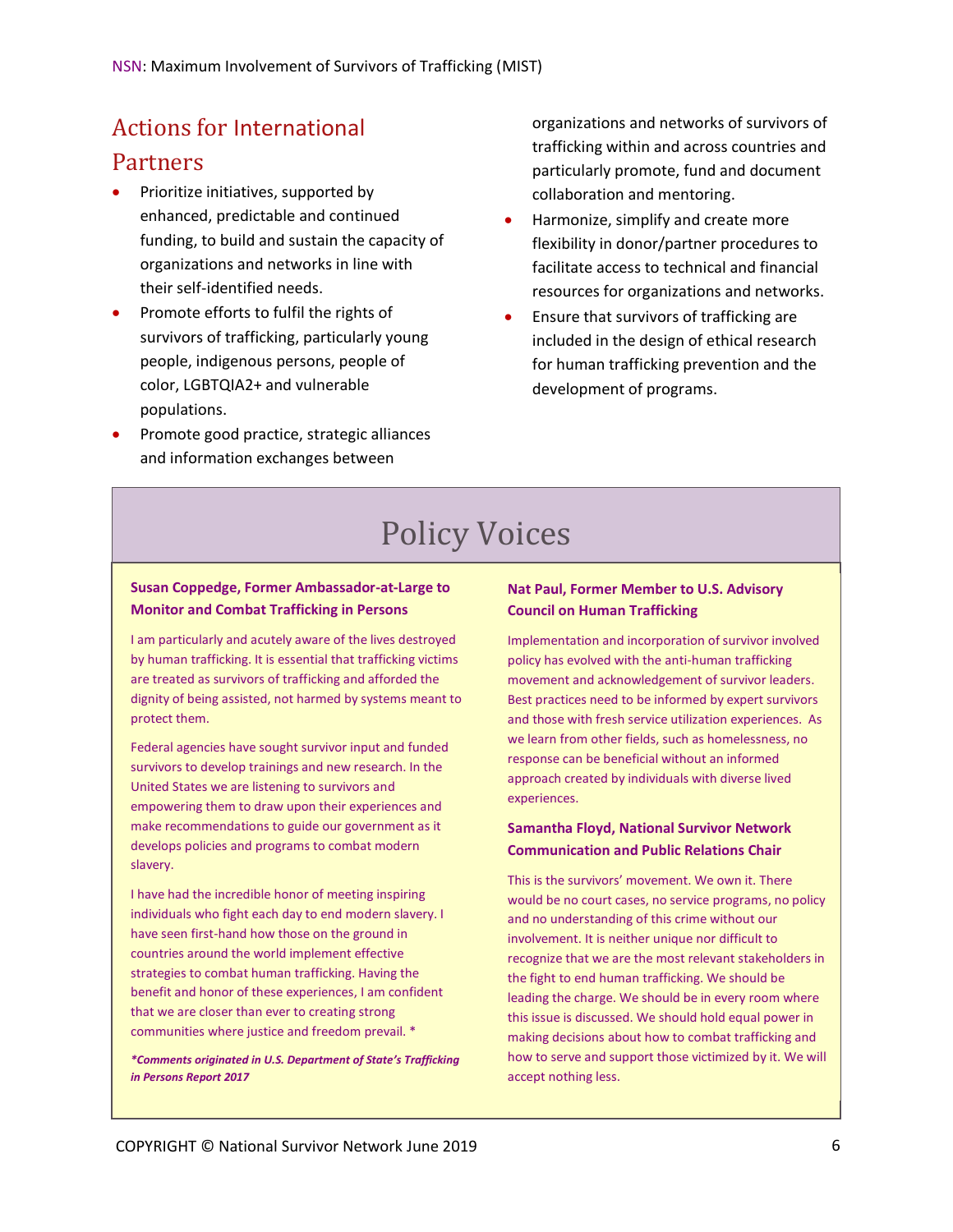## Actions for International Partners

- Prioritize initiatives, supported by enhanced, predictable and continued funding, to build and sustain the capacity of organizations and networks in line with their self-identified needs.
- Promote efforts to fulfil the rights of survivors of trafficking, particularly young people, indigenous persons, people of color, LGBTQIA2+ and vulnerable populations.
- Promote good practice, strategic alliances and information exchanges between organizations and networks of survivors of trafficking within and across countries and particularly promote, fund and document collaboration and mentoring.
- Harmonize, simplify and create more flexibility in donor/partner procedures to facilitate access to technical and financial resources for organizations and networks.
- Ensure that survivors of trafficking are included in the design of ethical research for human trafficking prevention and the development of programs.

# Policy Voices

**Susan Coppedge, Former Ambassador-at-Large to Monitor and Combat Trafficking in Persons**

I am particularly and acutely aware of the lives destroyed by human trafficking. It is essential that trafficking victims are treated as survivors of trafficking and afforded the dignity of being assisted, not harmed by systems meant to protect them.

Federal agencies have sought survivor input and funded survivors to develop trainings and new research. In the United States we are listening to survivors and empowering them to draw upon their experiences and make recommendations to guide our government as it develops policies and programs to combat modern slavery.

I have had the incredible honor of meeting inspiring individuals who fight each day to end modern slavery. I have seen first-hand how those on the ground in countries around the world implement effective strategies to combat human trafficking. Having the benefit and honor of these experiences, I am confident that we are closer than ever to creating strong communities where justice and freedom prevail. *

***Comments originated in U.S. Department of State's Trafficking in Persons Report 2017***

**Nat Paul, Former Member to U.S. Advisory Council on Human Trafficking**

Implementation and incorporation of survivor involved policy has evolved with the anti-human trafficking movement and acknowledgement of survivor leaders. Best practices need to be informed by expert survivors and those with fresh service utilization experiences. As we learn from other fields, such as homelessness, no response can be beneficial without an informed approach created by individuals with diverse lived experiences.

**Samantha Floyd, National Survivor Network Communication and Public Relations Chair**

This is the survivors' movement. We own it. There would be no court cases, no service programs, no policy and no understanding of this crime without our involvement. It is neither unique nor difficult to recognize that we are the most relevant stakeholders in the fight to end human trafficking. We should be leading the charge. We should be in every room where this issue is discussed. We should hold equal power in making decisions about how to combat trafficking and how to serve and support those victimized by it. We will accept nothing less.

COPYRIGHT © National Survivor Network June 2019